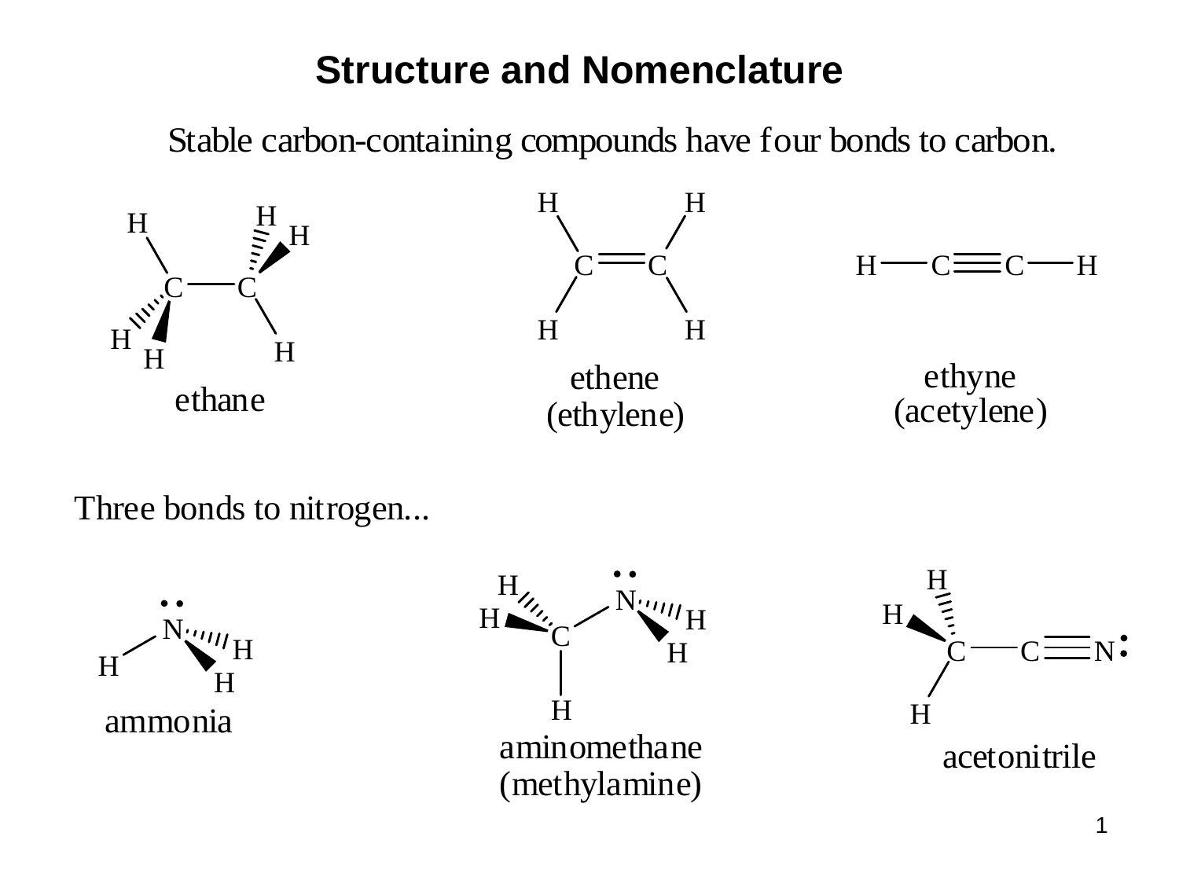# Structure and Nomenclature

Stable carbon-containing compounds have four bonds to carbon.

ethane

ethene
(ethylene)

ethyne
(acetylene)

Three bonds to nitrogen...

ammonia

aminomethane
(methylamine)

acetonitrile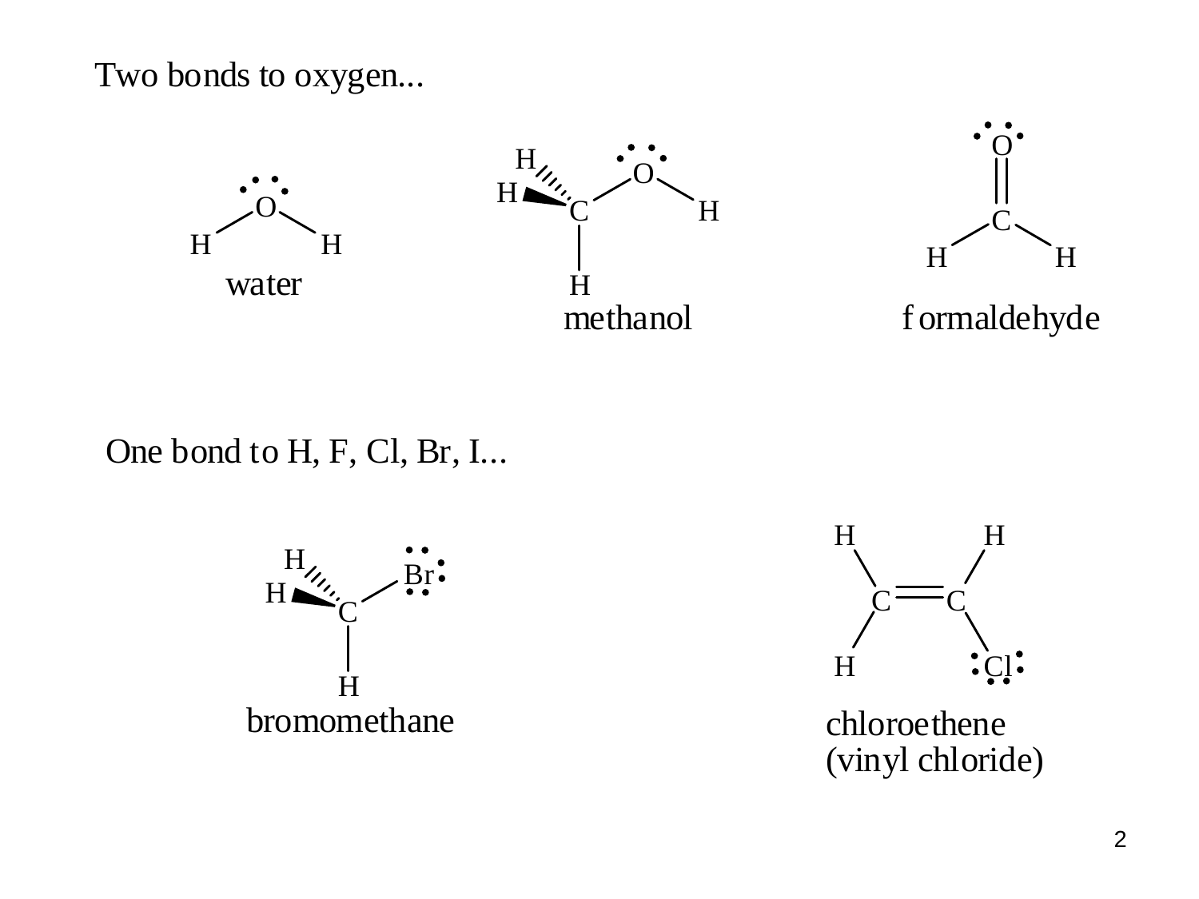Two bonds to oxygen...

water

methanol

formaldehyde

One bond to H, F, Cl, Br, I...

bromomethane

chloroethene
(vinyl chloride)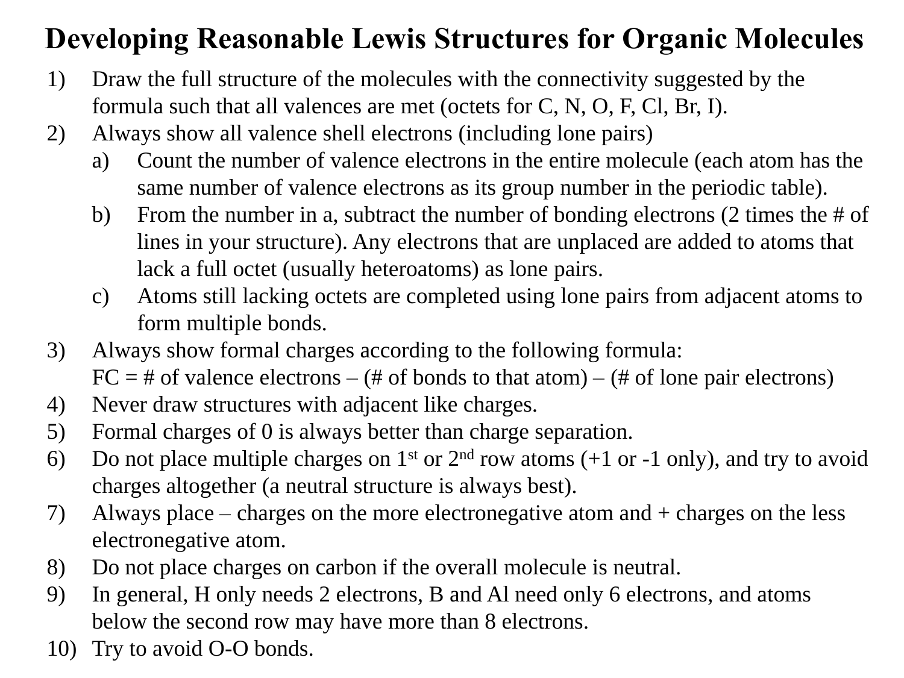# Developing Reasonable Lewis Structures for Organic Molecules

1) Draw the full structure of the molecules with the connectivity suggested by the formula such that all valences are met (octets for C, N, O, F, Cl, Br, I).
2) Always show all valence shell electrons (including lone pairs)
   a) Count the number of valence electrons in the entire molecule (each atom has the same number of valence electrons as its group number in the periodic table).
   b) From the number in a, subtract the number of bonding electrons (2 times the # of lines in your structure). Any electrons that are unplaced are added to atoms that lack a full octet (usually heteroatoms) as lone pairs.
   c) Atoms still lacking octets are completed using lone pairs from adjacent atoms to form multiple bonds.
3) Always show formal charges according to the following formula:
   FC = # of valence electrons – (# of bonds to that atom) – (# of lone pair electrons)
4) Never draw structures with adjacent like charges.
5) Formal charges of 0 is always better than charge separation.
6) Do not place multiple charges on 1$^{st}$ or 2$^{nd}$ row atoms (+1 or -1 only), and try to avoid charges altogether (a neutral structure is always best).
7) Always place – charges on the more electronegative atom and + charges on the less electronegative atom.
8) Do not place charges on carbon if the overall molecule is neutral.
9) In general, H only needs 2 electrons, B and Al need only 6 electrons, and atoms below the second row may have more than 8 electrons.
10) Try to avoid O-O bonds.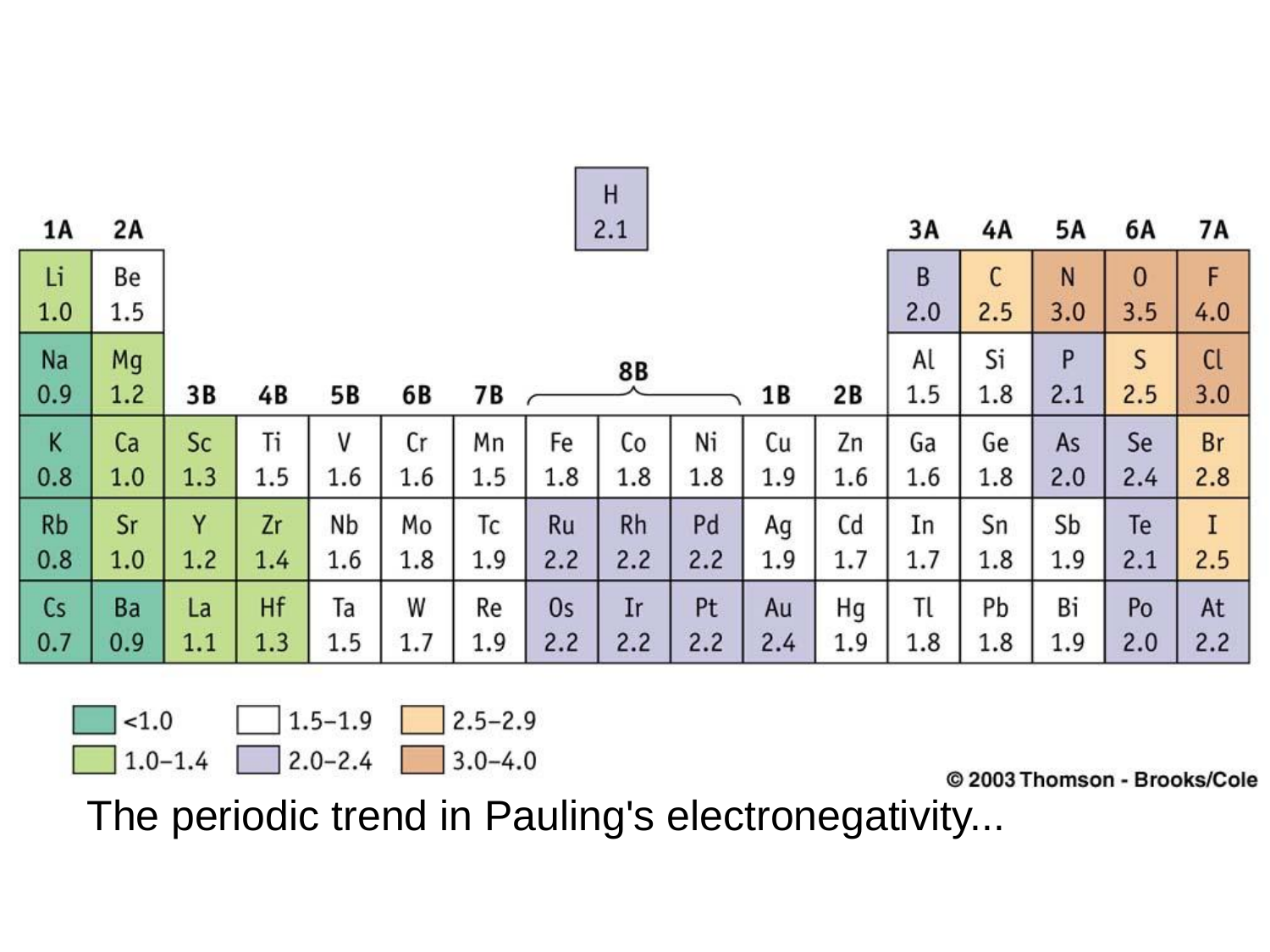| 1A | 2A | 3B | 4B | 5B | 6B | 7B | 8B | 8B | 8B | 1B | 2B | 3A | 4A | 5A | 6A | 7A |
|---|---|---|---|---|---|---|---|---|---|---|---|---|---|---|---|---|
| H 2.1 | | | | | | | | | | | | | | | | |
| Li 1.0 | Be 1.5 | | | | | | | | | | | B 2.0 | C 2.5 | N 3.0 | O 3.5 | F 4.0 |
| Na 0.9 | Mg 1.2 | | | | | | | | | | | Al 1.5 | Si 1.8 | P 2.1 | S 2.5 | Cl 3.0 |
| K 0.8 | Ca 1.0 | Sc 1.3 | Ti 1.5 | V 1.6 | Cr 1.6 | Mn 1.5 | Fe 1.8 | Co 1.8 | Ni 1.8 | Cu 1.9 | Zn 1.6 | Ga 1.6 | Ge 1.8 | As 2.0 | Se 2.4 | Br 2.8 |
| Rb 0.8 | Sr 1.0 | Y 1.2 | Zr 1.4 | Nb 1.6 | Mo 1.8 | Tc 1.9 | Ru 2.2 | Rh 2.2 | Pd 2.2 | Ag 1.9 | Cd 1.7 | In 1.7 | Sn 1.8 | Sb 1.9 | Te 2.1 | I 2.5 |
| Cs 0.7 | Ba 0.9 | La 1.1 | Hf 1.3 | Ta 1.5 | W 1.7 | Re 1.9 | Os 2.2 | Ir 2.2 | Pt 2.2 | Au 2.4 | Hg 1.9 | Tl 1.8 | Pb 1.8 | Bi 1.9 | Po 2.0 | At 2.2 |

Legend: <1.0 | 1.0–1.4 | 1.5–1.9 | 2.0–2.4 | 2.5–2.9 | 3.0–4.0

© 2003 Thomson - Brooks/Cole

The periodic trend in Pauling's electronegativity...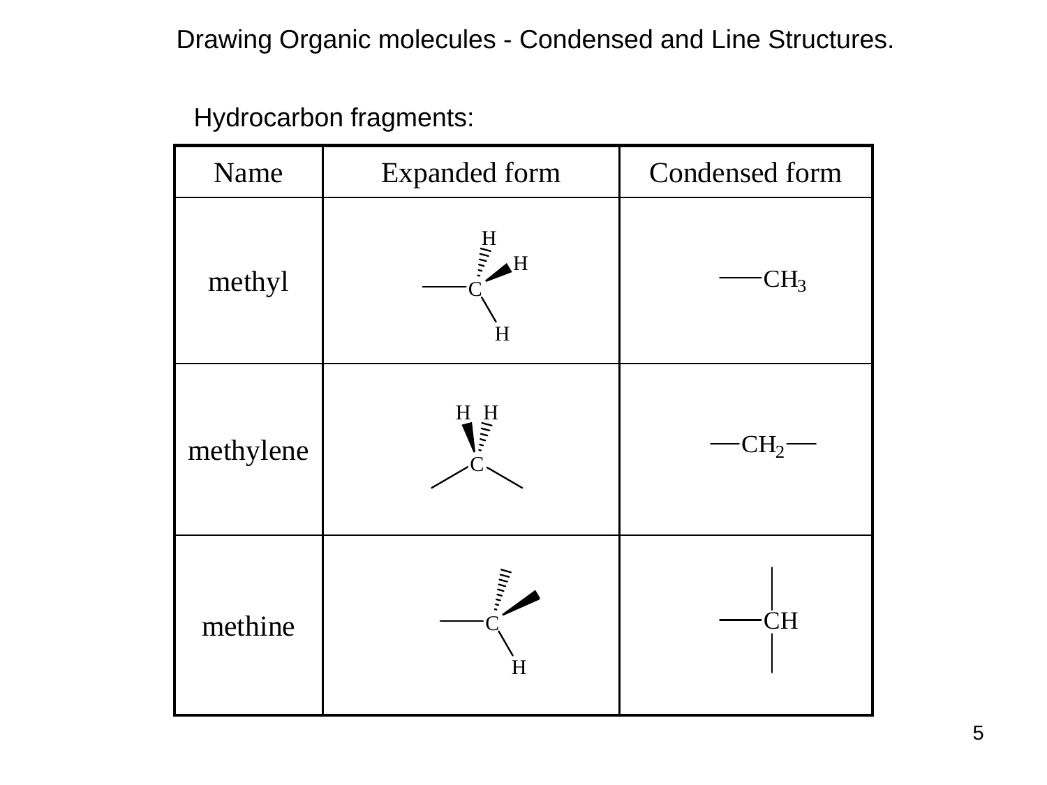# Drawing Organic molecules - Condensed and Line Structures.

Hydrocarbon fragments:

| Name | Expanded form | Condensed form |
|---|---|---|
| methyl | C with H, H, H | —$CH_3$ |
| methylene | C with H H | —$CH_2$— |
| methine | C with H | —CH (with bonds above and below) |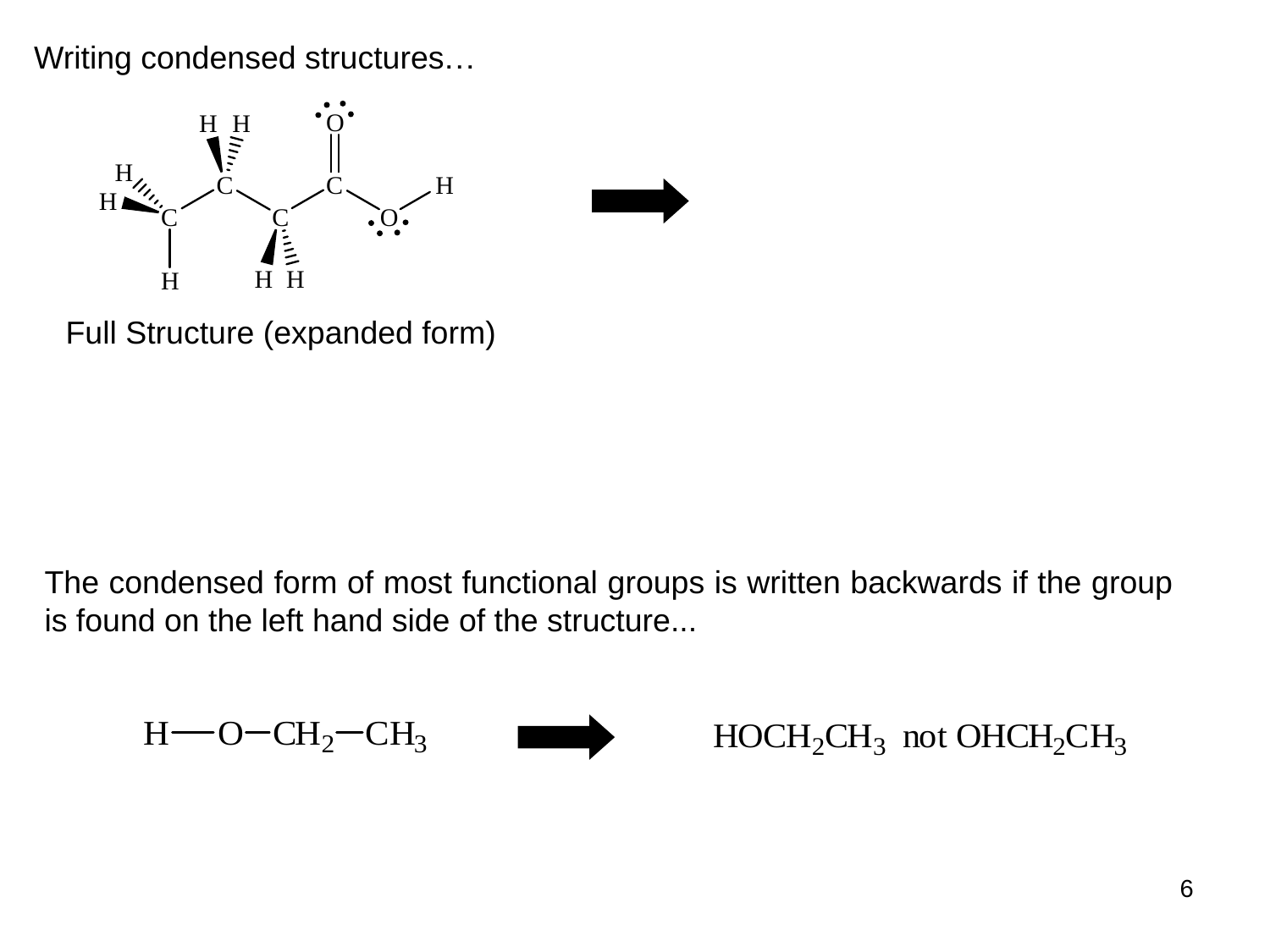Writing condensed structures…

Full Structure (expanded form)

The condensed form of most functional groups is written backwards if the group is found on the left hand side of the structure...

$H—O—CH_2—CH_3$ → $HOCH_2CH_3$ not $OHCH_2CH_3$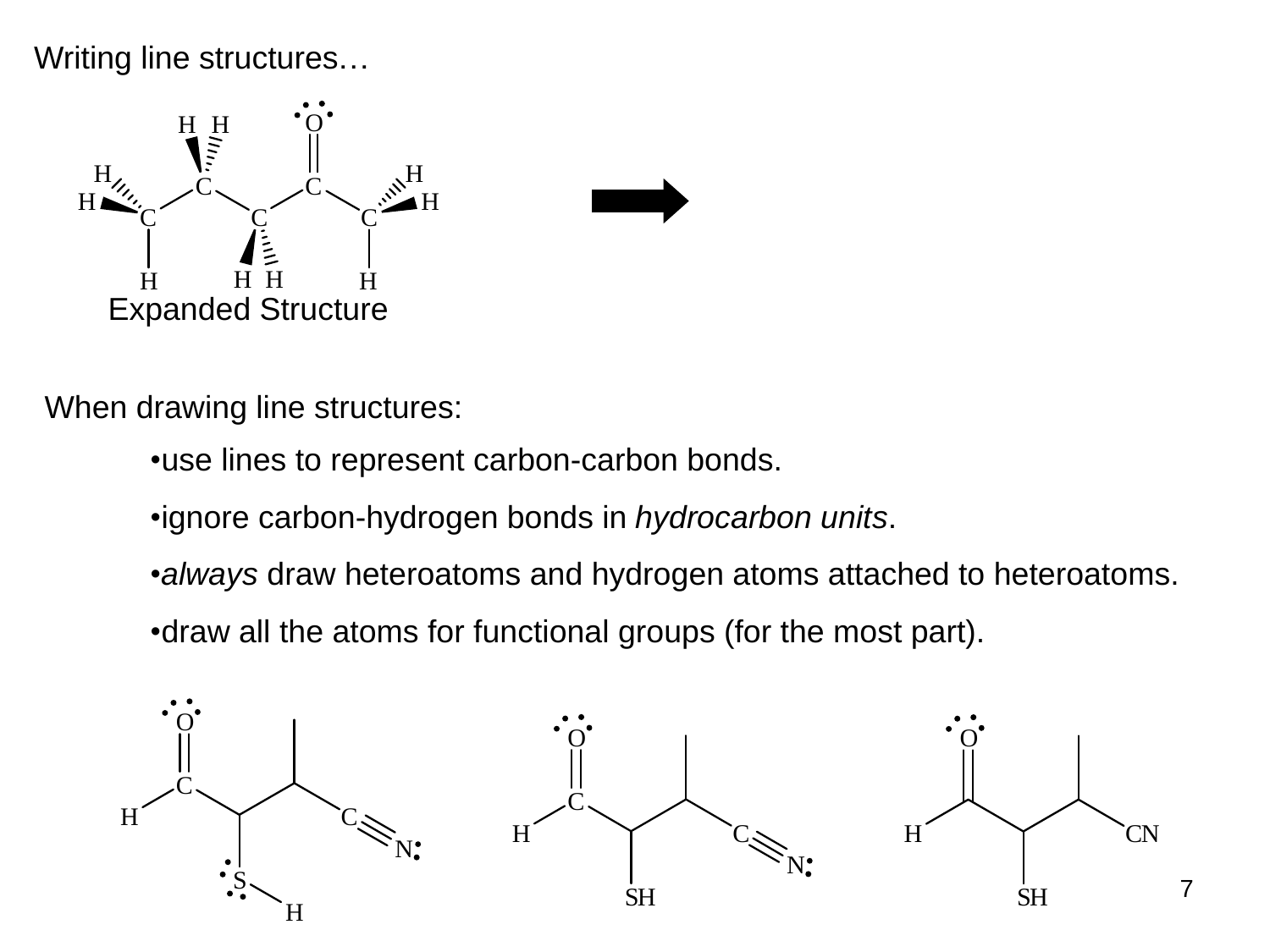Writing line structures…

Expanded Structure

When drawing line structures:

- use lines to represent carbon-carbon bonds.
- ignore carbon-hydrogen bonds in *hydrocarbon units*.
- *always* draw heteroatoms and hydrogen atoms attached to heteroatoms.
- draw all the atoms for functional groups (for the most part).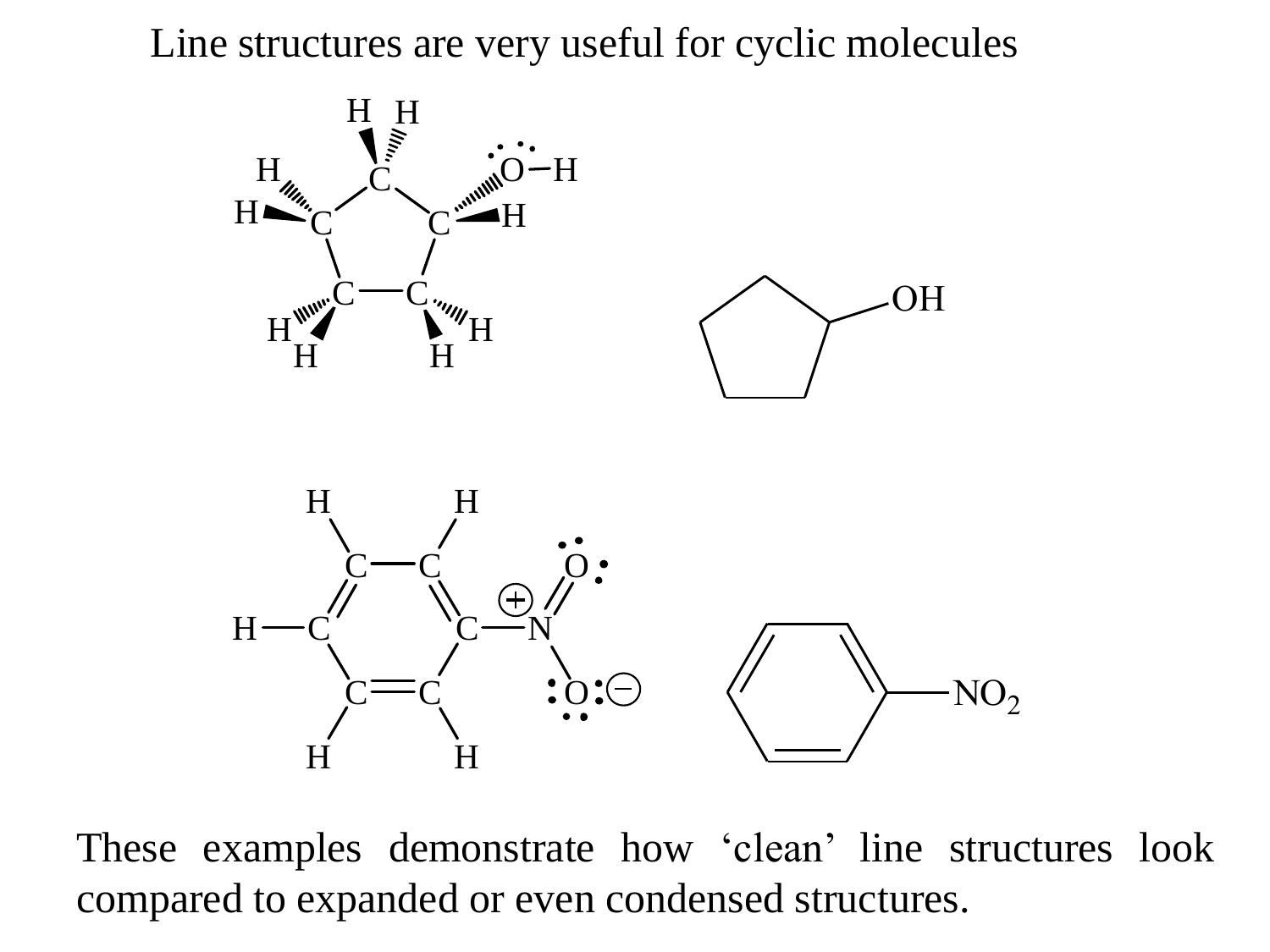# Line structures are very useful for cyclic molecules

These examples demonstrate how 'clean' line structures look compared to expanded or even condensed structures.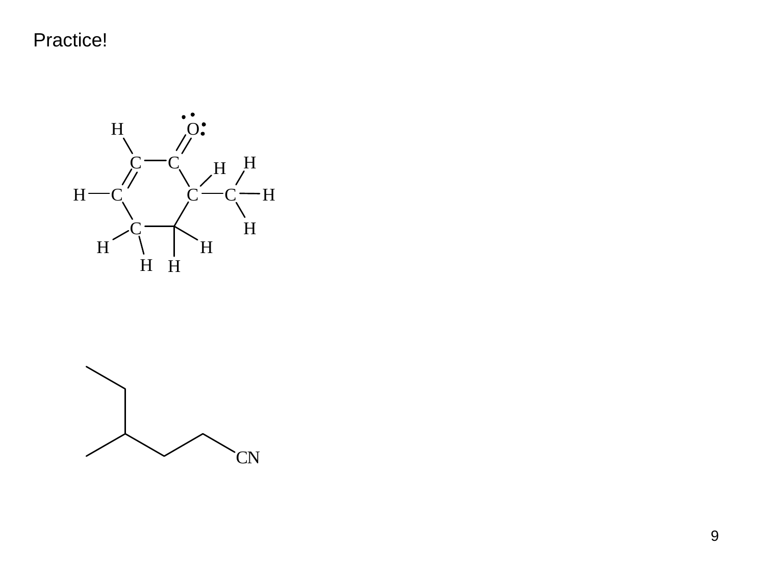Practice!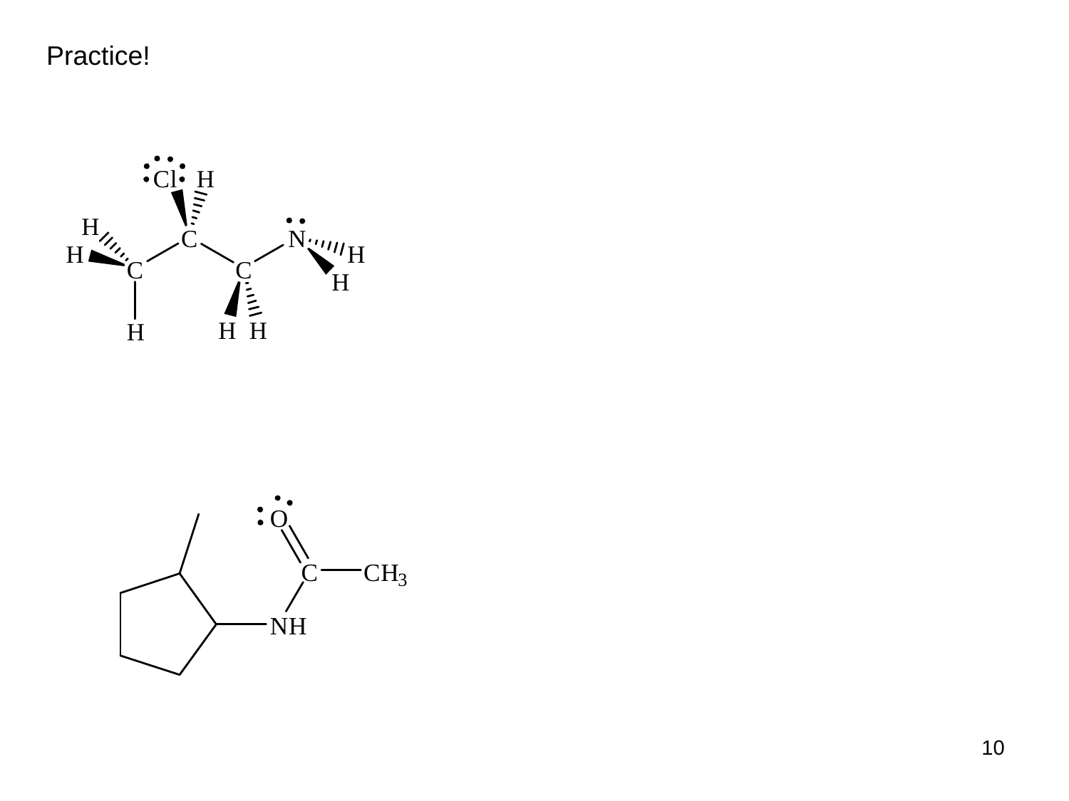Practice!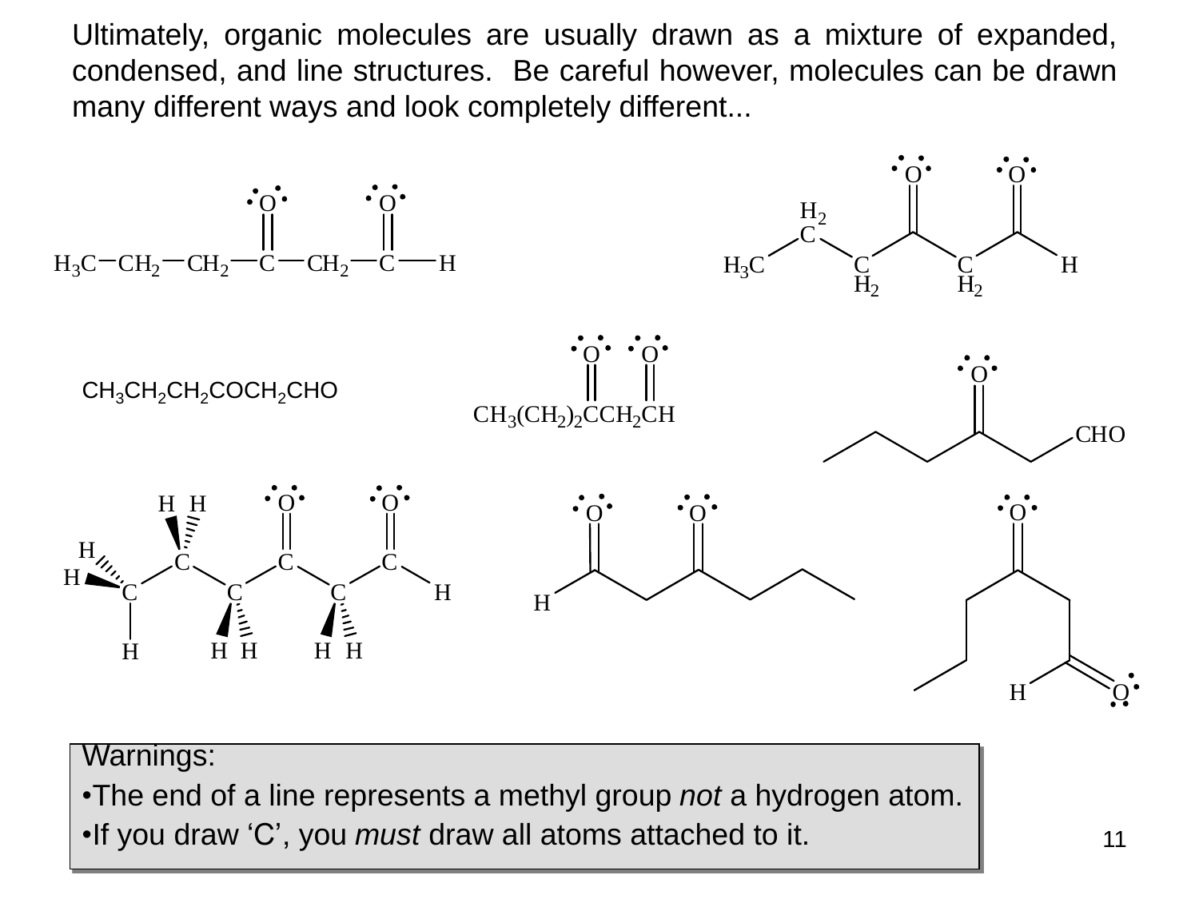Ultimately, organic molecules are usually drawn as a mixture of expanded, condensed, and line structures. Be careful however, molecules can be drawn many different ways and look completely different...

$H_3C—CH_2—CH_2—C(=O)—CH_2—C(=O)—H$

$CH_3CH_2CH_2COCH_2CHO$

$CH_3(CH_2)_2C(=O)CH_2C(=O)H$

Warnings:

- The end of a line represents a methyl group *not* a hydrogen atom.
- If you draw 'C', you *must* draw all atoms attached to it.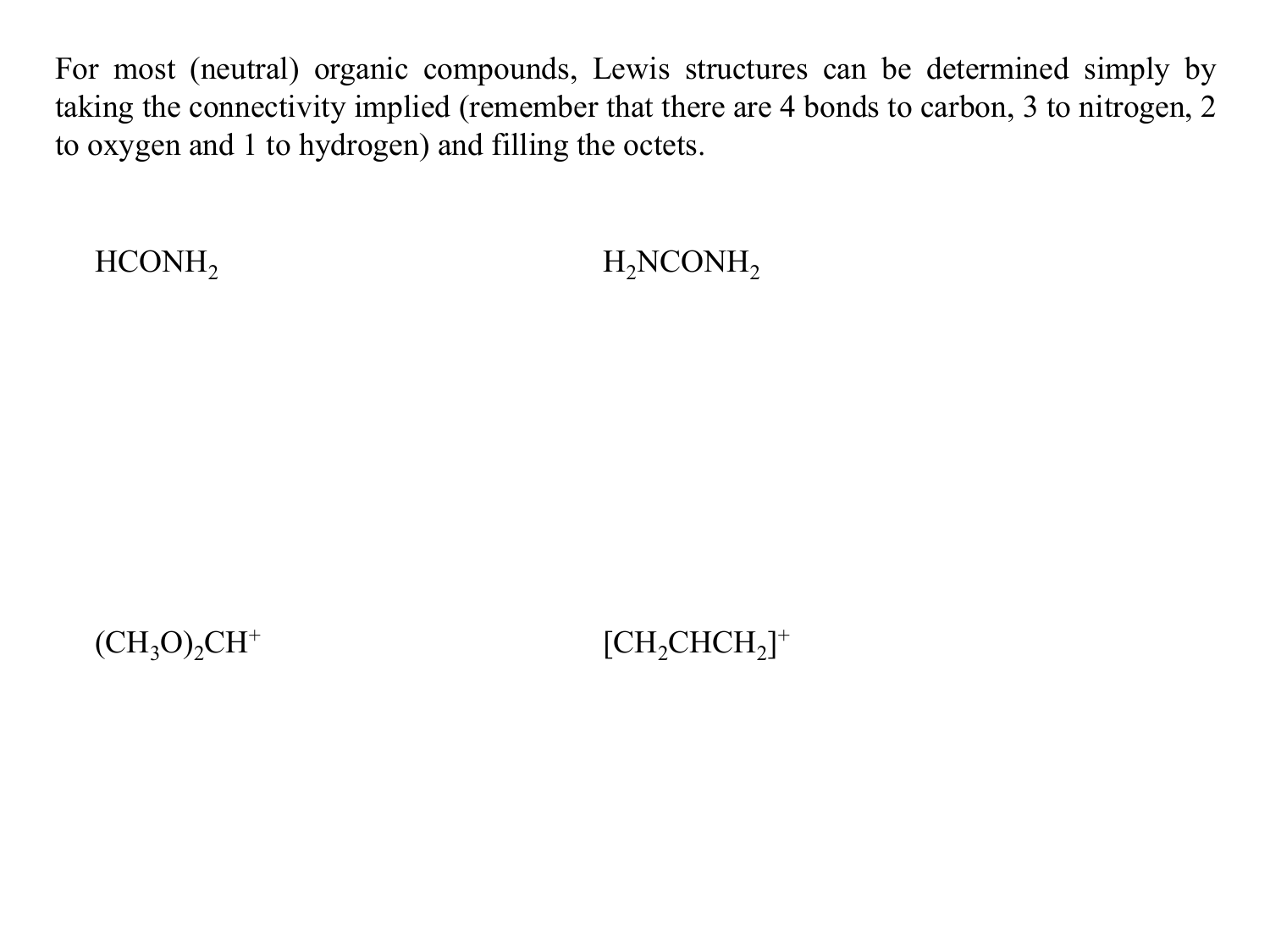For most (neutral) organic compounds, Lewis structures can be determined simply by taking the connectivity implied (remember that there are 4 bonds to carbon, 3 to nitrogen, 2 to oxygen and 1 to hydrogen) and filling the octets.

$HCONH_2$

$H_2NCONH_2$

$(CH_3O)_2CH^+$

$[CH_2CHCH_2]^+$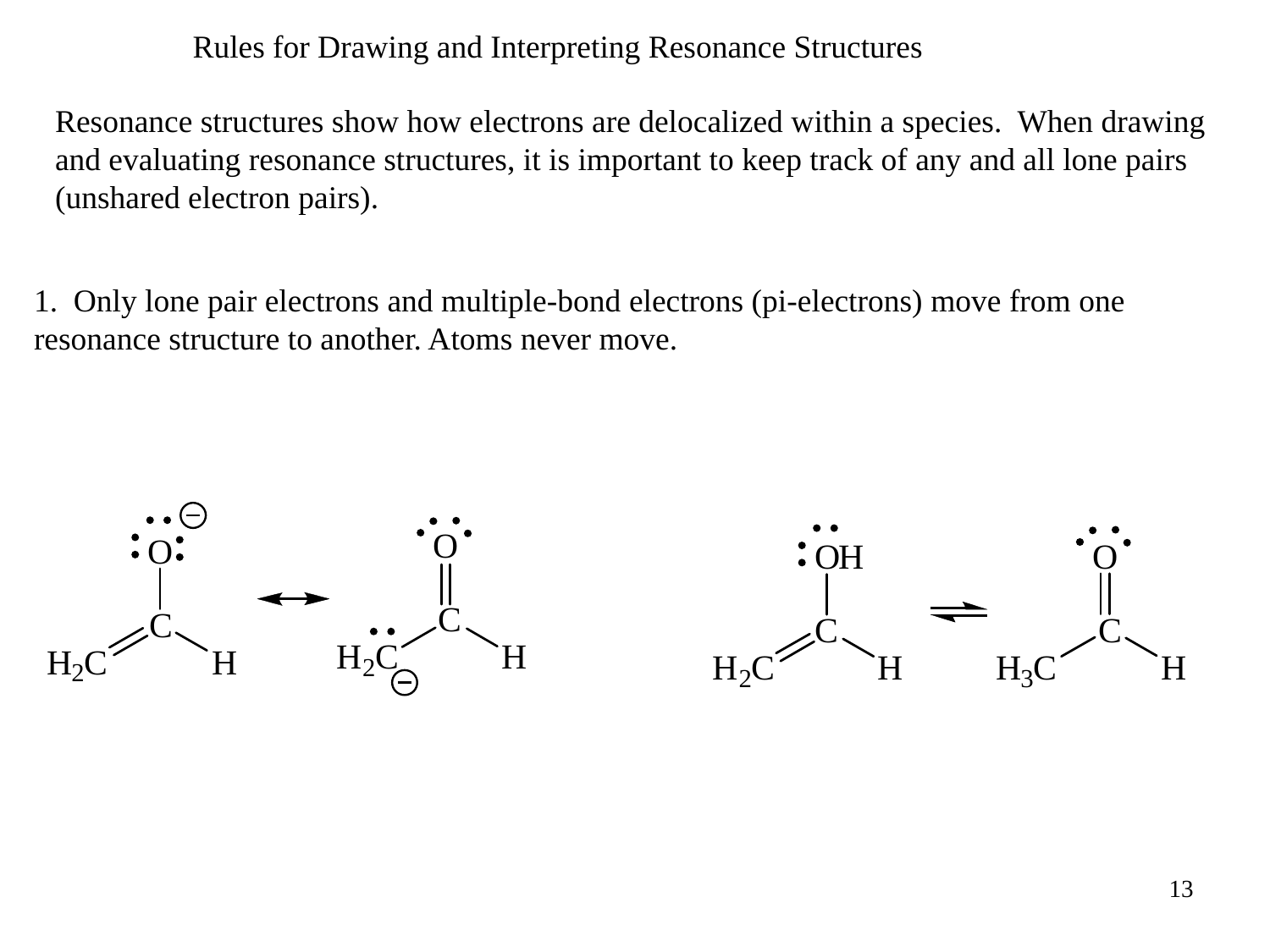# Rules for Drawing and Interpreting Resonance Structures

Resonance structures show how electrons are delocalized within a species. When drawing and evaluating resonance structures, it is important to keep track of any and all lone pairs (unshared electron pairs).

1. Only lone pair electrons and multiple-bond electrons (pi-electrons) move from one resonance structure to another. Atoms never move.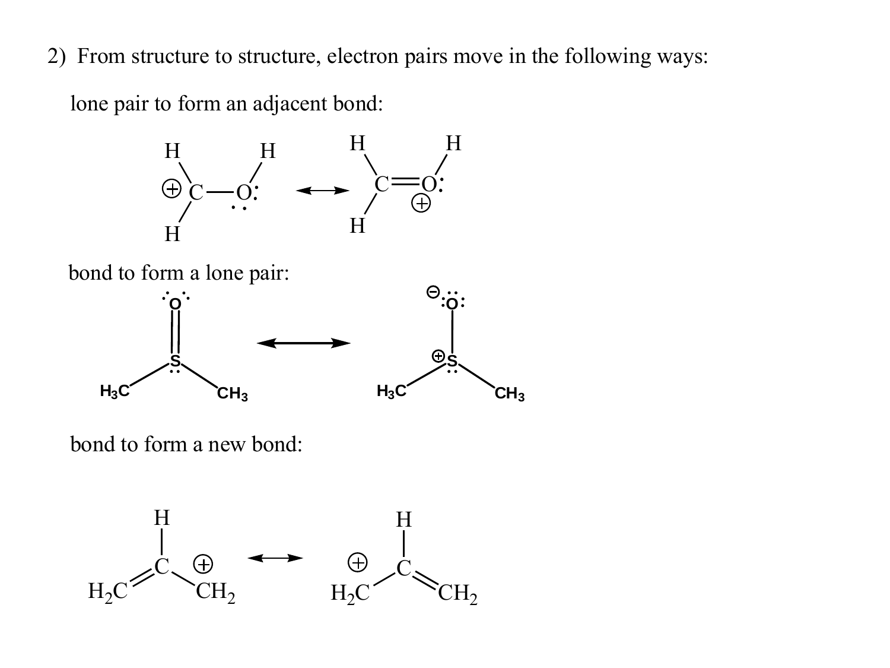2) From structure to structure, electron pairs move in the following ways:

lone pair to form an adjacent bond:

bond to form a lone pair:

bond to form a new bond: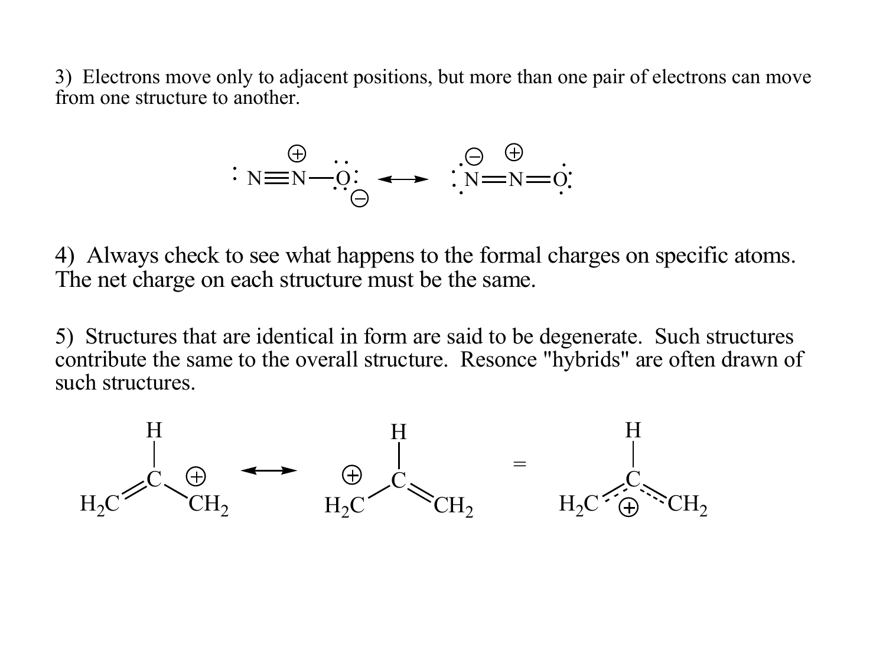3) Electrons move only to adjacent positions, but more than one pair of electrons can move from one structure to another.

4) Always check to see what happens to the formal charges on specific atoms. The net charge on each structure must be the same.

5) Structures that are identical in form are said to be degenerate. Such structures contribute the same to the overall structure. Resonce "hybrids" are often drawn of such structures.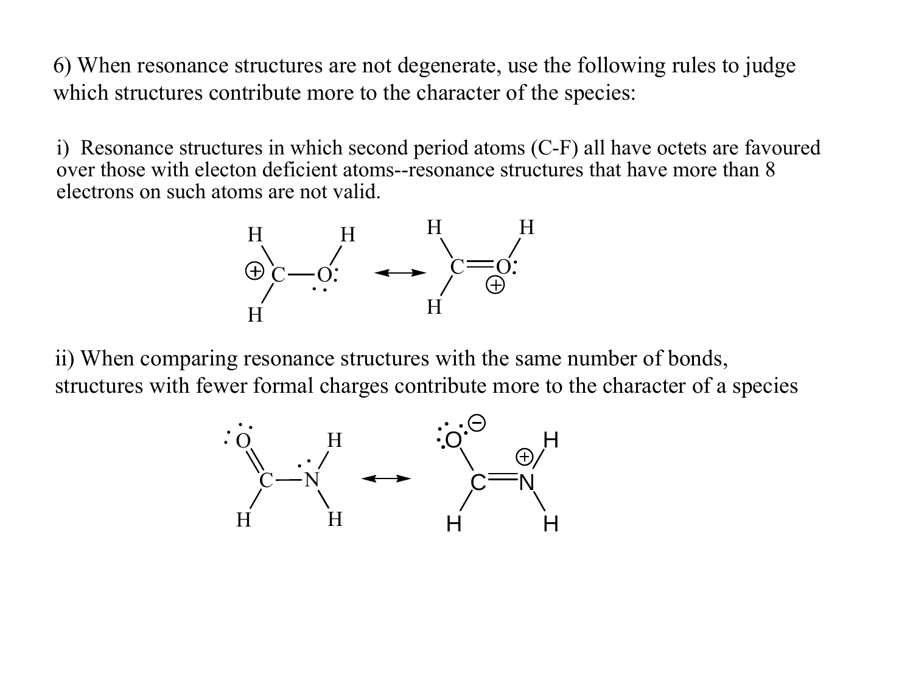6) When resonance structures are not degenerate, use the following rules to judge which structures contribute more to the character of the species:

i) Resonance structures in which second period atoms (C-F) all have octets are favoured over those with electon deficient atoms--resonance structures that have more than 8 electrons on such atoms are not valid.

ii) When comparing resonance structures with the same number of bonds, structures with fewer formal charges contribute more to the character of a species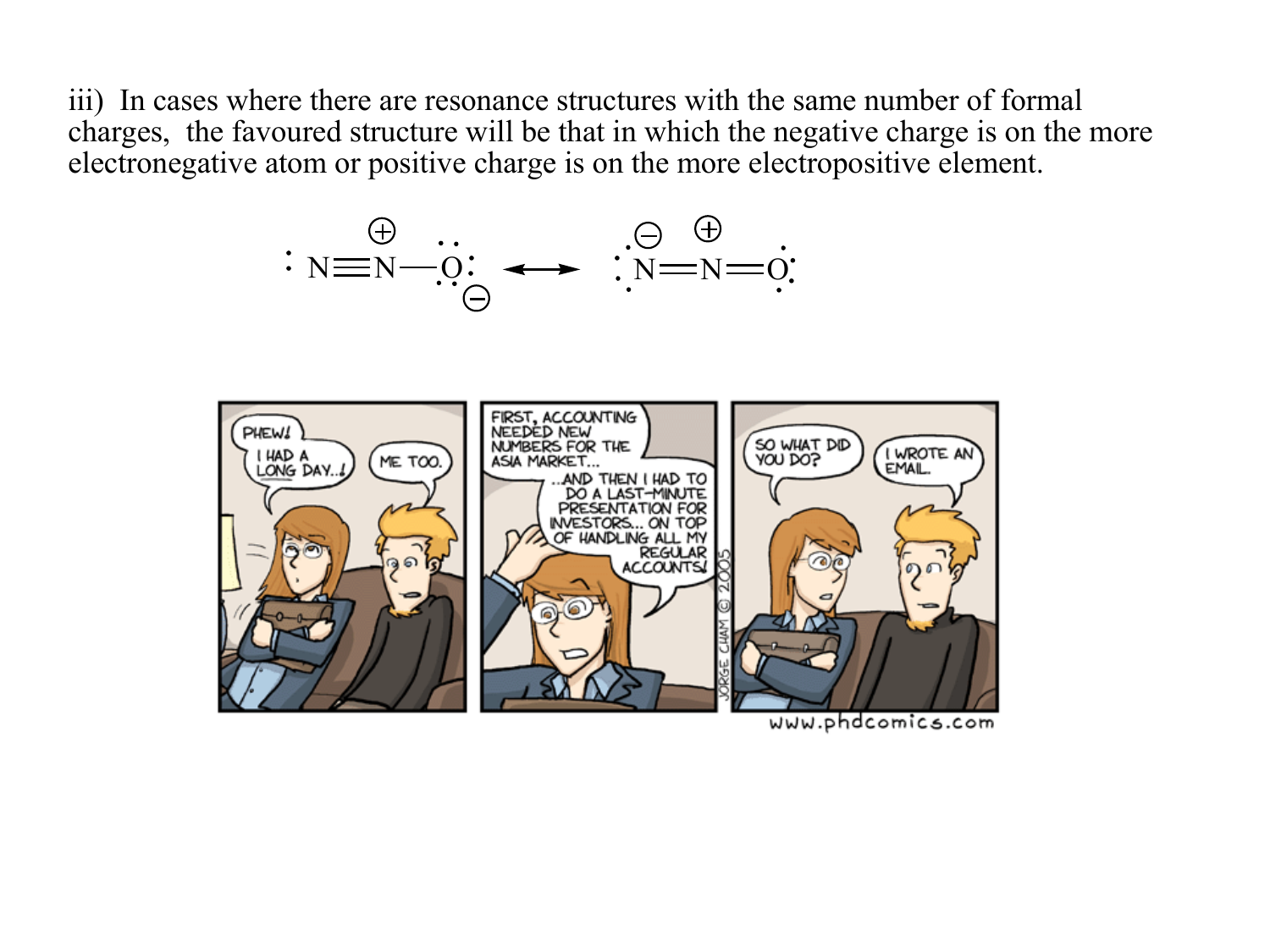iii) In cases where there are resonance structures with the same number of formal charges, the favoured structure will be that in which the negative charge is on the more electronegative atom or positive charge is on the more electropositive element.

$$:N\equiv\overset{\oplus}{N}-\ddot{\underset{\cdot\cdot}{O}}:^{\ominus} \longleftrightarrow \;^{\ominus}\ddot{N}=\overset{\oplus}{N}=\ddot{O}$$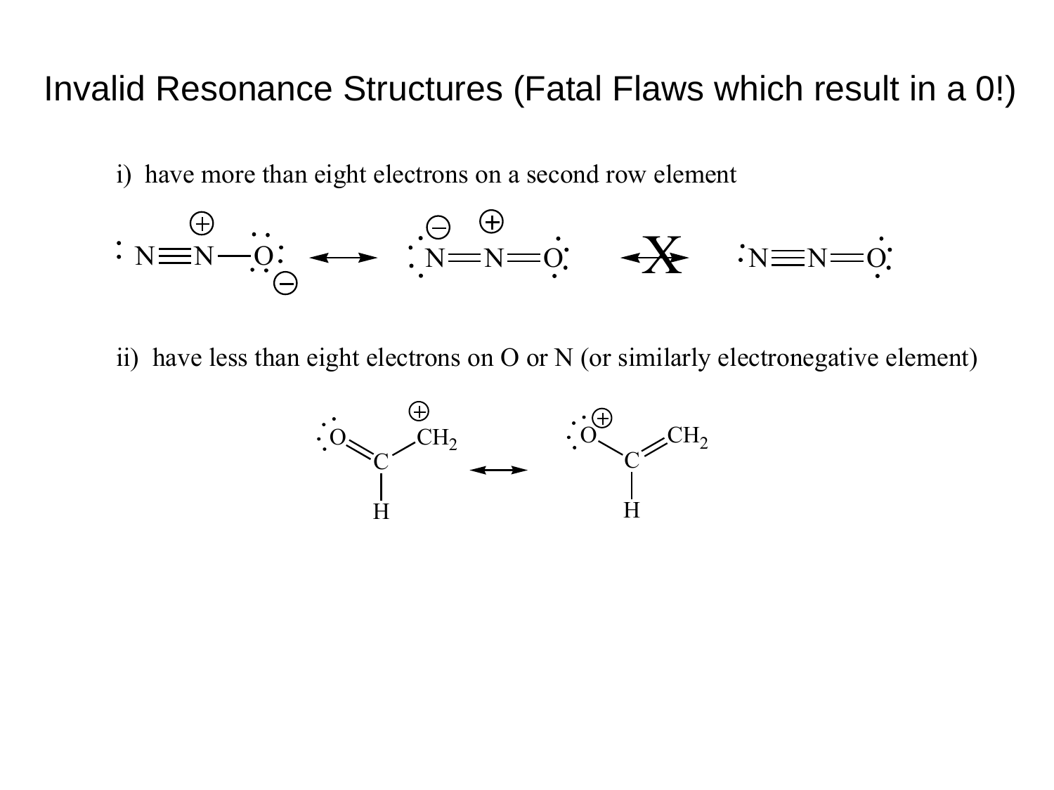# Invalid Resonance Structures (Fatal Flaws which result in a 0!)

i) have more than eight electrons on a second row element

ii) have less than eight electrons on O or N (or similarly electronegative element)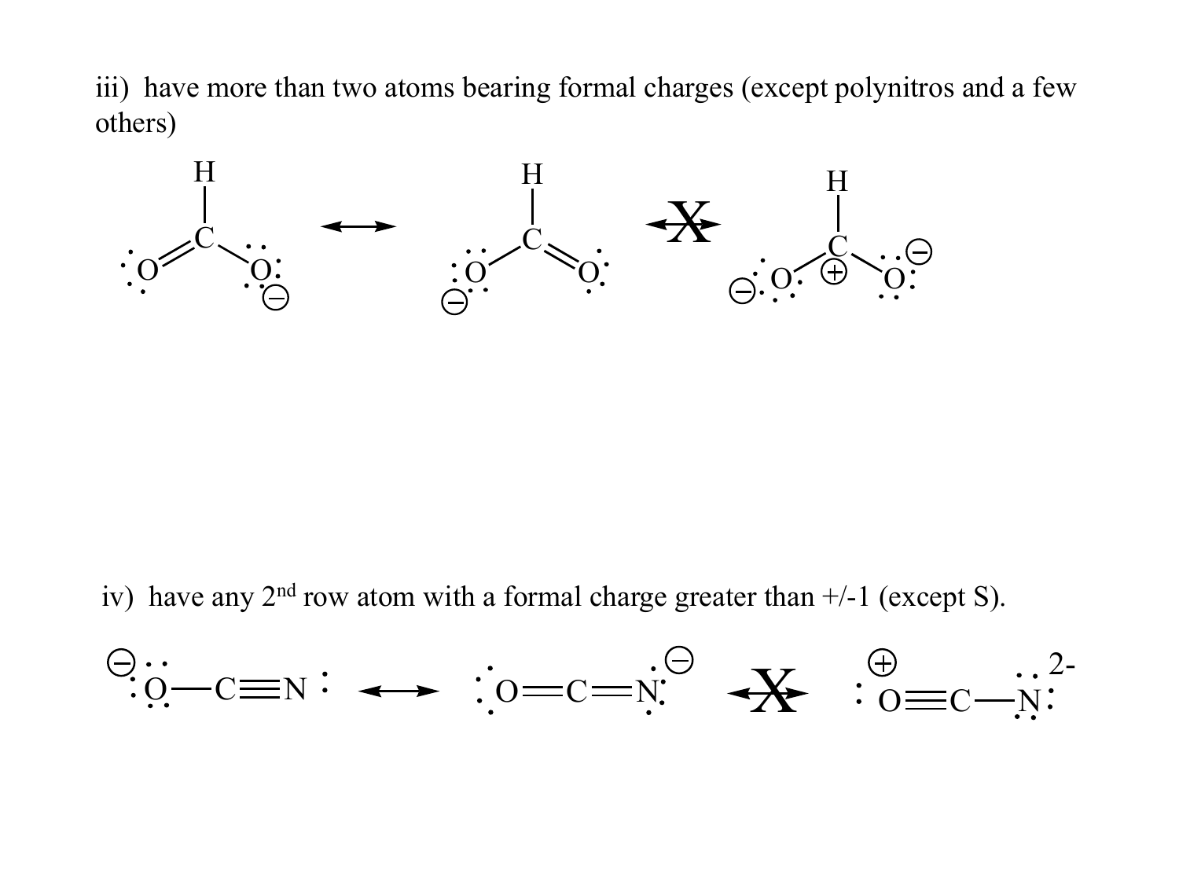iii) have more than two atoms bearing formal charges (except polynitros and a few others)

iv) have any 2nd row atom with a formal charge greater than +/-1 (except S).

2-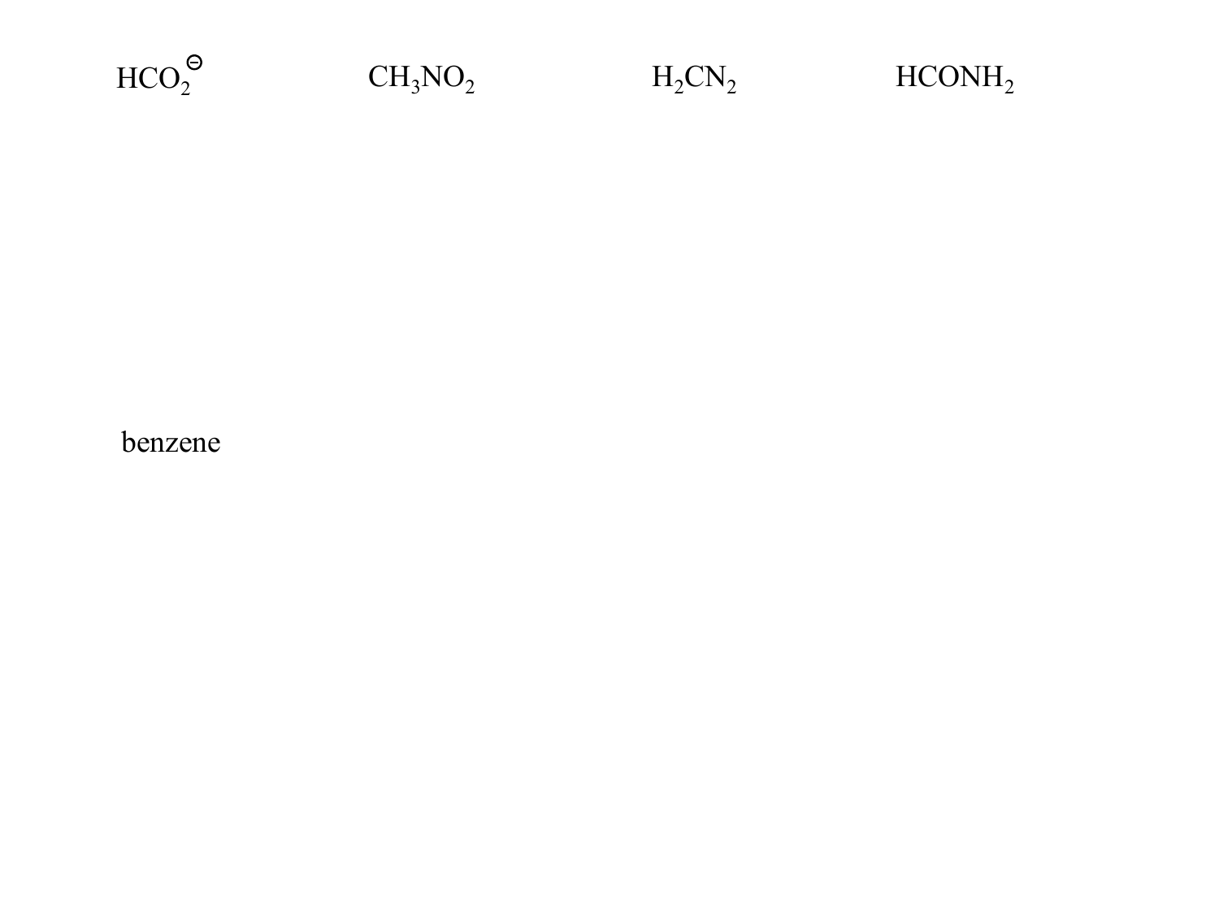$HCO_2^{\ominus}$ $CH_3NO_2$ $H_2CN_2$ $HCONH_2$

benzene